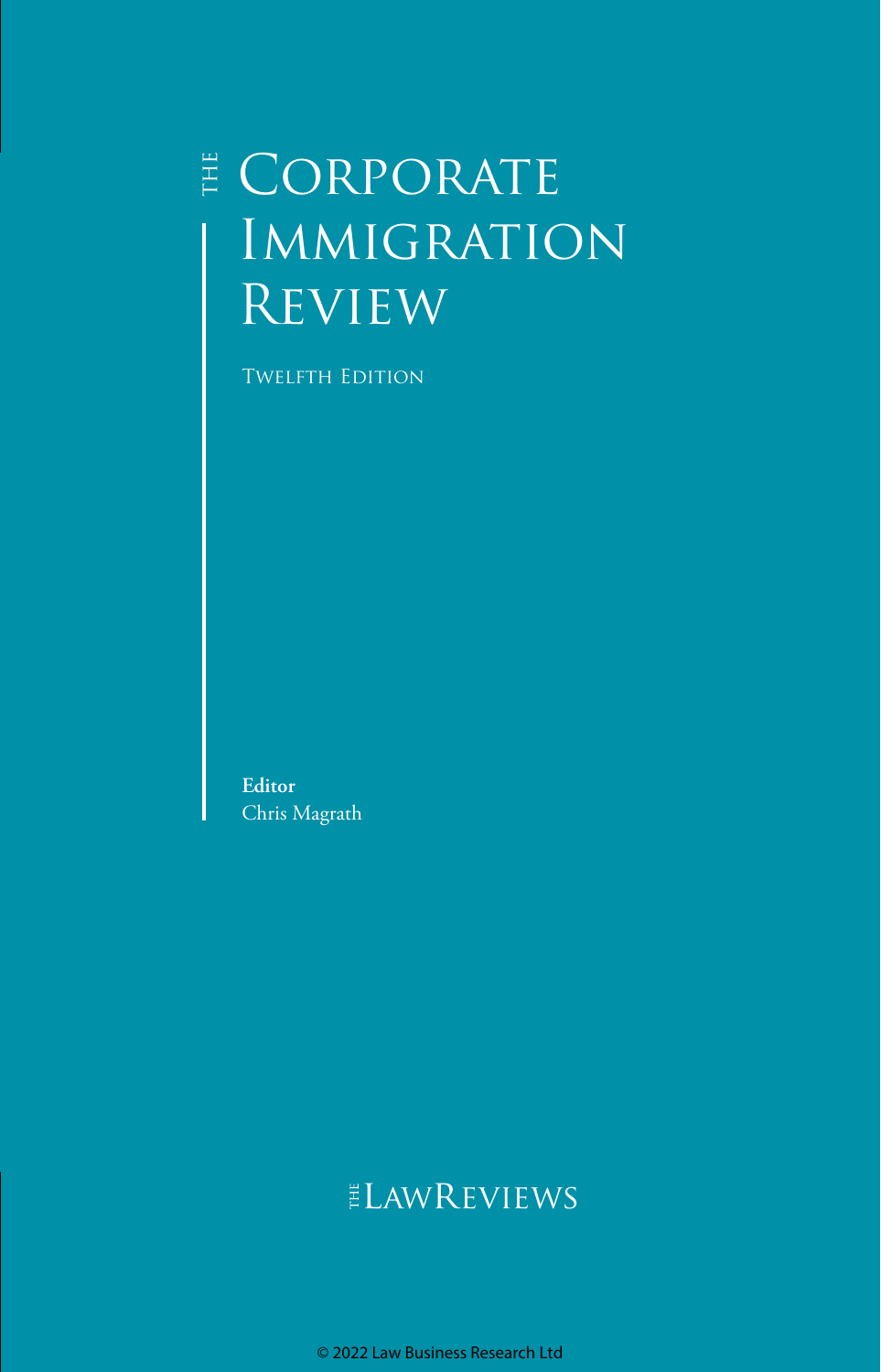# THE CORPORATE IMMIGRATION REVIEW

TWELFTH EDITION

**Editor**
Chris Magrath

THE LAWREVIEWS

© 2022 Law Business Research Ltd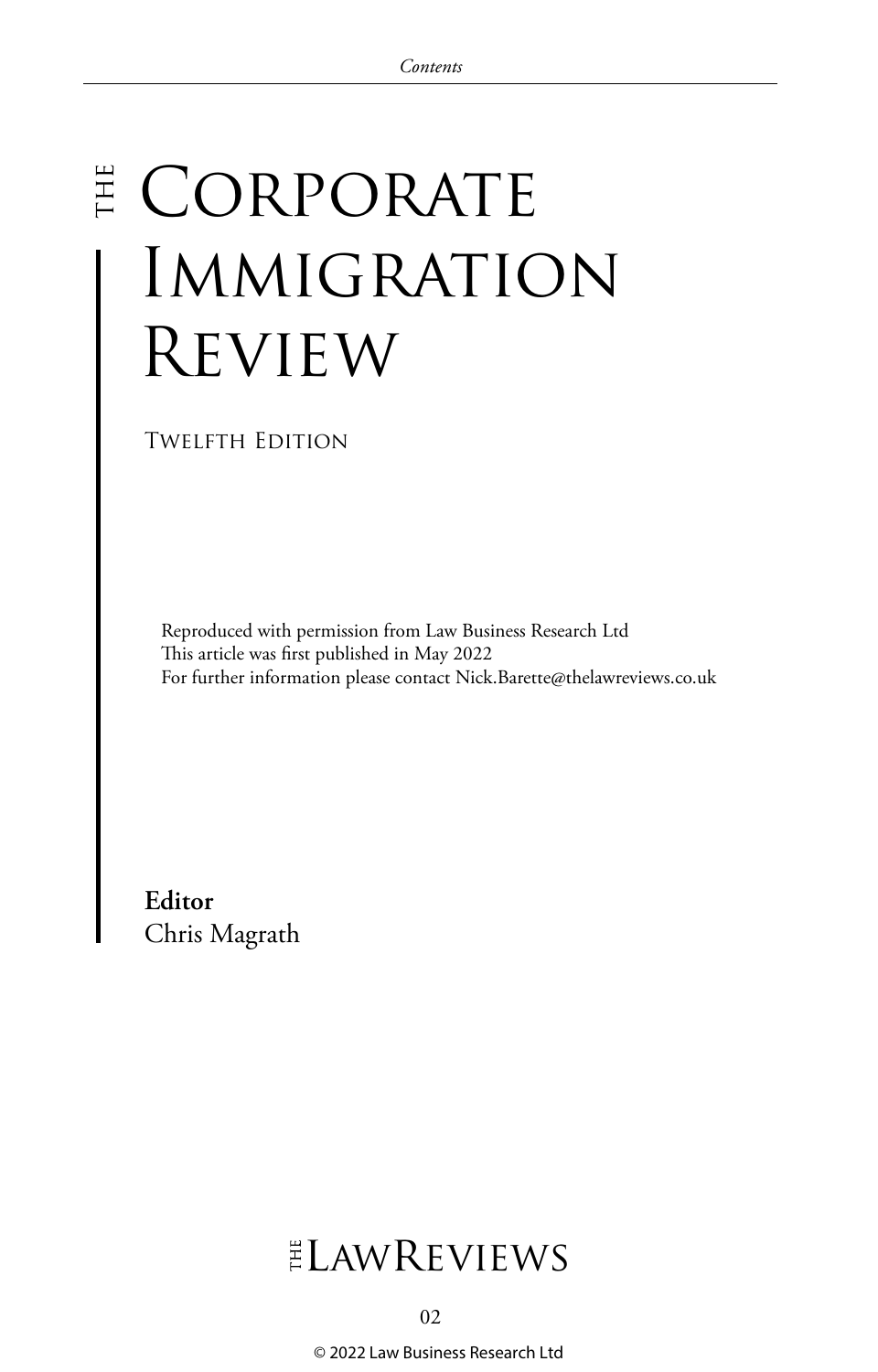# THE CORPORATE IMMIGRATION REVIEW

TWELFTH EDITION

Reproduced with permission from Law Business Research Ltd
This article was first published in May 2022
For further information please contact Nick.Barette@thelawreviews.co.uk

**Editor**
Chris Magrath

THE LAWREVIEWS

© 2022 Law Business Research Ltd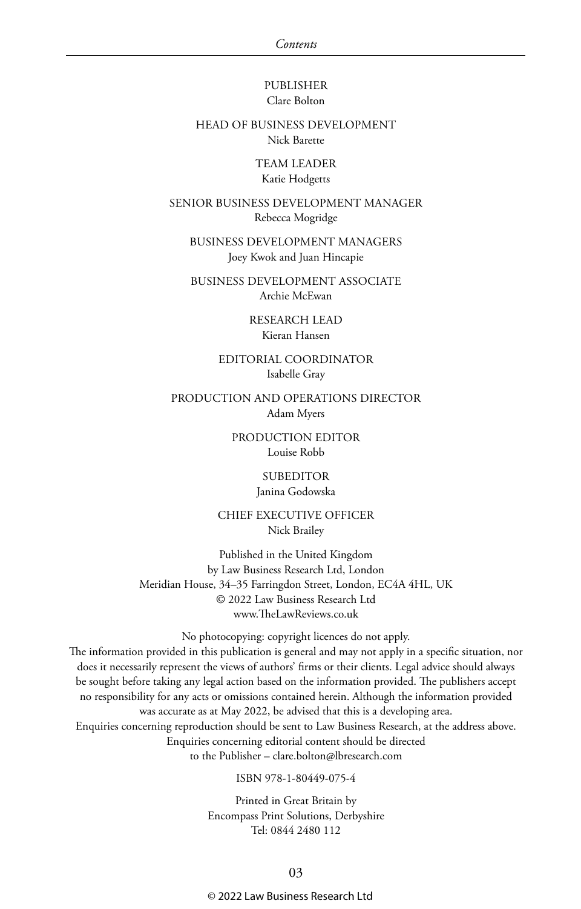PUBLISHER
Clare Bolton

HEAD OF BUSINESS DEVELOPMENT
Nick Barette

TEAM LEADER
Katie Hodgetts

SENIOR BUSINESS DEVELOPMENT MANAGER
Rebecca Mogridge

BUSINESS DEVELOPMENT MANAGERS
Joey Kwok and Juan Hincapie

BUSINESS DEVELOPMENT ASSOCIATE
Archie McEwan

RESEARCH LEAD
Kieran Hansen

EDITORIAL COORDINATOR
Isabelle Gray

PRODUCTION AND OPERATIONS DIRECTOR
Adam Myers

PRODUCTION EDITOR
Louise Robb

SUBEDITOR
Janina Godowska

CHIEF EXECUTIVE OFFICER
Nick Brailey

Published in the United Kingdom
by Law Business Research Ltd, London
Meridian House, 34–35 Farringdon Street, London, EC4A 4HL, UK
© 2022 Law Business Research Ltd
www.TheLawReviews.co.uk

No photocopying: copyright licences do not apply.
The information provided in this publication is general and may not apply in a specific situation, nor does it necessarily represent the views of authors' firms or their clients. Legal advice should always be sought before taking any legal action based on the information provided. The publishers accept no responsibility for any acts or omissions contained herein. Although the information provided was accurate as at May 2022, be advised that this is a developing area.
Enquiries concerning reproduction should be sent to Law Business Research, at the address above.
Enquiries concerning editorial content should be directed
to the Publisher – clare.bolton@lbresearch.com

ISBN 978-1-80449-075-4

Printed in Great Britain by
Encompass Print Solutions, Derbyshire
Tel: 0844 2480 112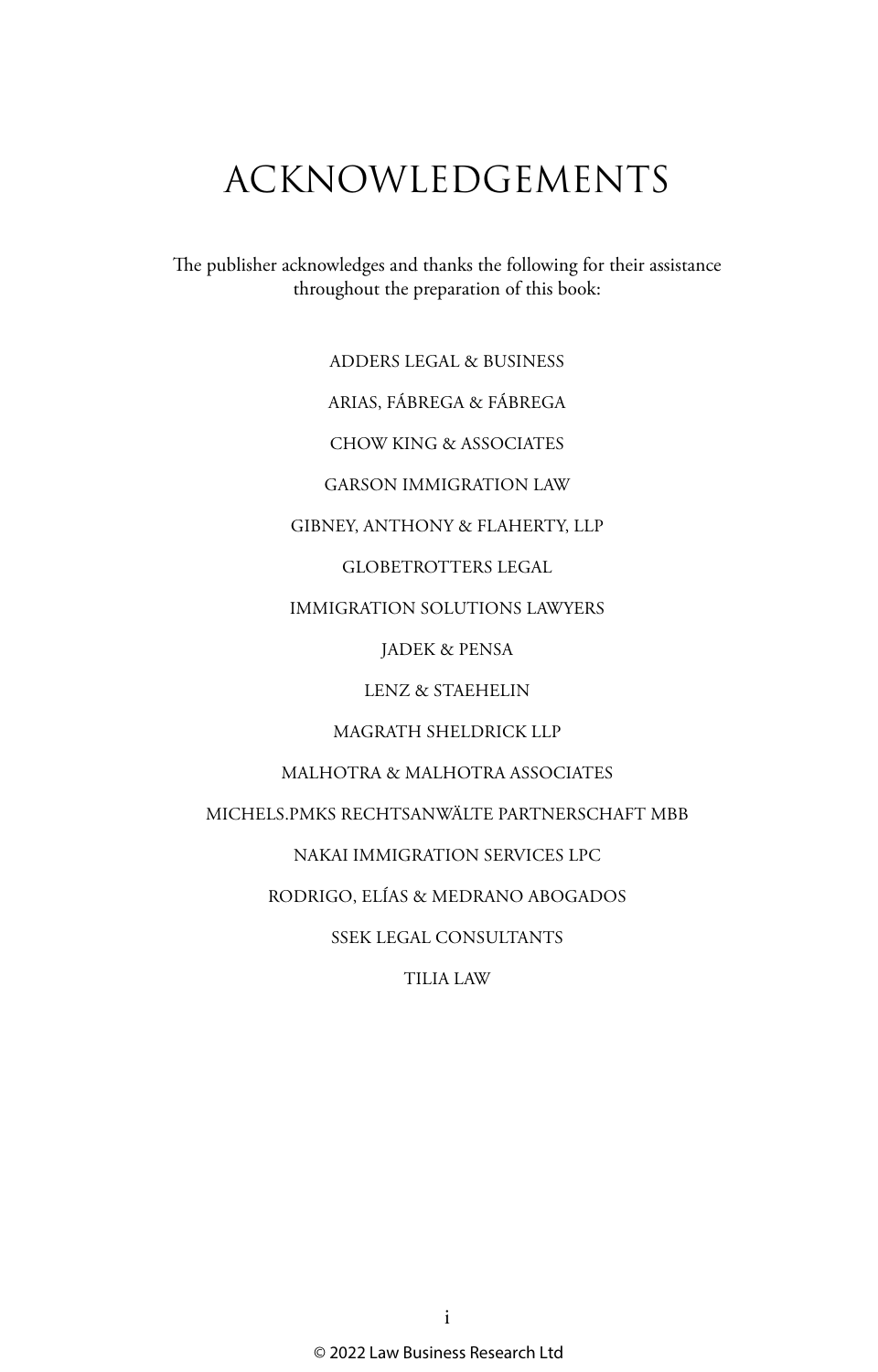# ACKNOWLEDGEMENTS

The publisher acknowledges and thanks the following for their assistance throughout the preparation of this book:

ADDERS LEGAL & BUSINESS

ARIAS, FÁBREGA & FÁBREGA

CHOW KING & ASSOCIATES

GARSON IMMIGRATION LAW

GIBNEY, ANTHONY & FLAHERTY, LLP

GLOBETROTTERS LEGAL

IMMIGRATION SOLUTIONS LAWYERS

JADEK & PENSA

LENZ & STAEHELIN

MAGRATH SHELDRICK LLP

MALHOTRA & MALHOTRA ASSOCIATES

MICHELS.PMKS RECHTSANWÄLTE PARTNERSCHAFT MBB

NAKAI IMMIGRATION SERVICES LPC

RODRIGO, ELÍAS & MEDRANO ABOGADOS

SSEK LEGAL CONSULTANTS

TILIA LAW

© 2022 Law Business Research Ltd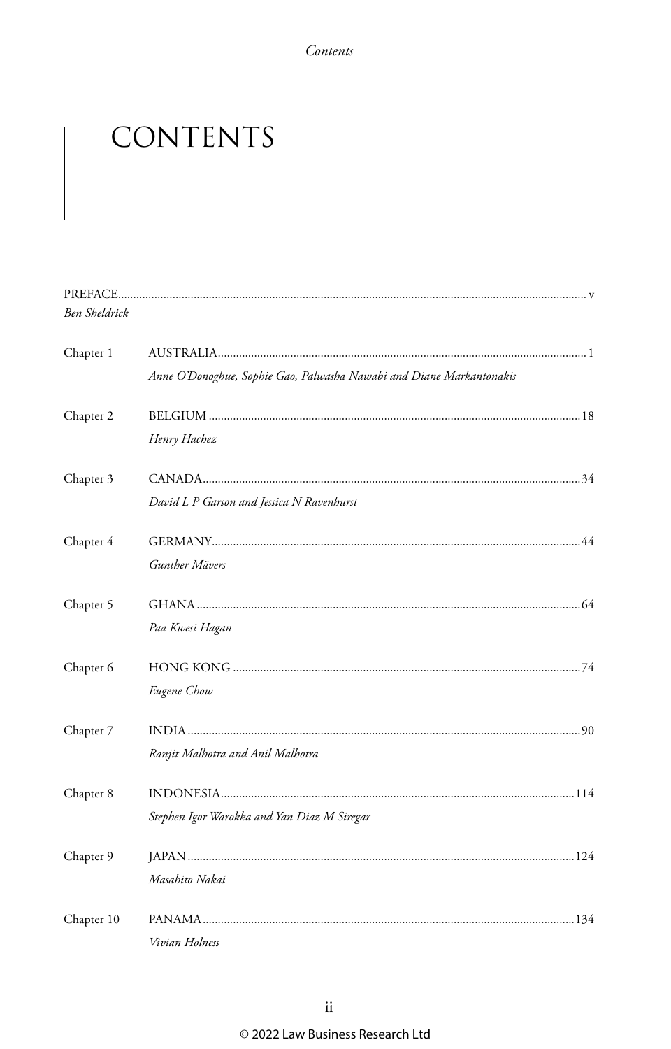# CONTENTS

PREFACE ........................................................................ v
*Ben Sheldrick*

Chapter 1 AUSTRALIA ........................................................................ 1
*Anne O'Donoghue, Sophie Gao, Palwasha Nawabi and Diane Markantonakis*

Chapter 2 BELGIUM ........................................................................ 18
*Henry Hachez*

Chapter 3 CANADA ........................................................................ 34
*David L P Garson and Jessica N Ravenhurst*

Chapter 4 GERMANY ........................................................................ 44
*Gunther Mävers*

Chapter 5 GHANA ........................................................................ 64
*Paa Kwesi Hagan*

Chapter 6 HONG KONG ........................................................................ 74
*Eugene Chow*

Chapter 7 INDIA ........................................................................ 90
*Ranjit Malhotra and Anil Malhotra*

Chapter 8 INDONESIA ........................................................................ 114
*Stephen Igor Warokka and Yan Diaz M Siregar*

Chapter 9 JAPAN ........................................................................ 124
*Masahito Nakai*

Chapter 10 PANAMA ........................................................................ 134
*Vivian Holness*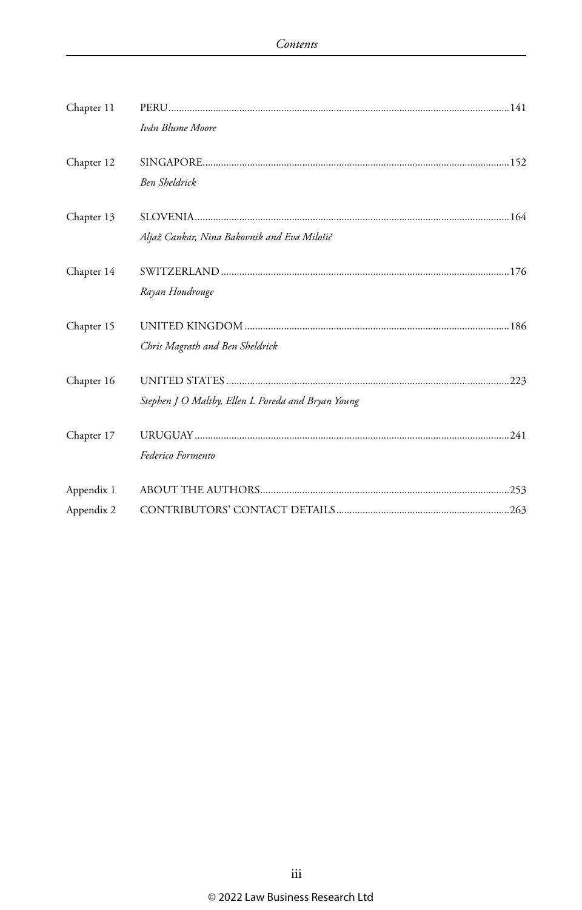| | | |
|---|---|---|
| Chapter 11 | PERU<br>*Iván Blume Moore* | 141 |
| Chapter 12 | SINGAPORE<br>*Ben Sheldrick* | 152 |
| Chapter 13 | SLOVENIA<br>*Aljaž Cankar, Nina Bakovnik and Eva Milošič* | 164 |
| Chapter 14 | SWITZERLAND<br>*Rayan Houdrouge* | 176 |
| Chapter 15 | UNITED KINGDOM<br>*Chris Magrath and Ben Sheldrick* | 186 |
| Chapter 16 | UNITED STATES<br>*Stephen J O Maltby, Ellen L Poreda and Bryan Young* | 223 |
| Chapter 17 | URUGUAY<br>*Federico Formento* | 241 |
| Appendix 1 | ABOUT THE AUTHORS | 253 |
| Appendix 2 | CONTRIBUTORS' CONTACT DETAILS | 263 |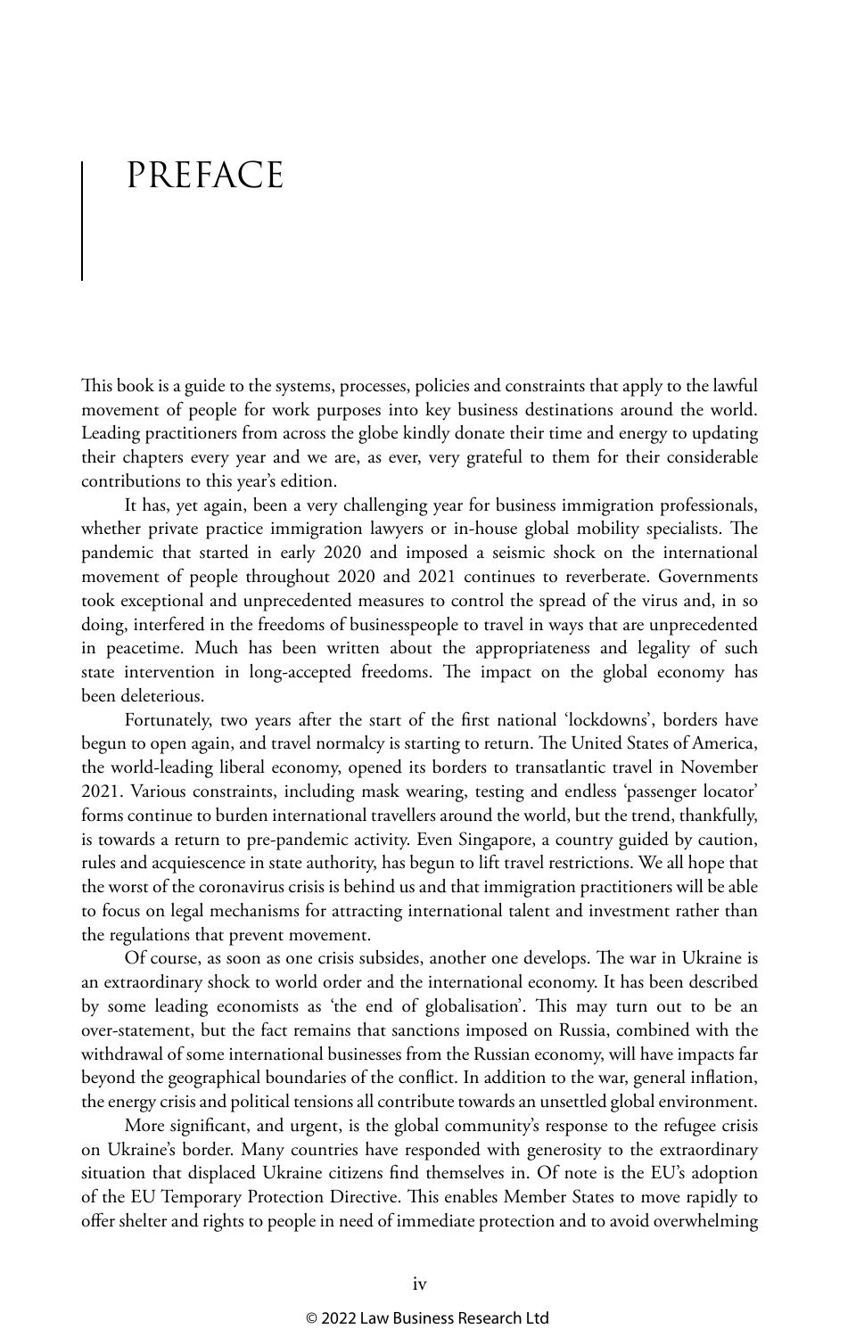# PREFACE

This book is a guide to the systems, processes, policies and constraints that apply to the lawful movement of people for work purposes into key business destinations around the world. Leading practitioners from across the globe kindly donate their time and energy to updating their chapters every year and we are, as ever, very grateful to them for their considerable contributions to this year's edition.

It has, yet again, been a very challenging year for business immigration professionals, whether private practice immigration lawyers or in-house global mobility specialists. The pandemic that started in early 2020 and imposed a seismic shock on the international movement of people throughout 2020 and 2021 continues to reverberate. Governments took exceptional and unprecedented measures to control the spread of the virus and, in so doing, interfered in the freedoms of businesspeople to travel in ways that are unprecedented in peacetime. Much has been written about the appropriateness and legality of such state intervention in long-accepted freedoms. The impact on the global economy has been deleterious.

Fortunately, two years after the start of the first national 'lockdowns', borders have begun to open again, and travel normalcy is starting to return. The United States of America, the world-leading liberal economy, opened its borders to transatlantic travel in November 2021. Various constraints, including mask wearing, testing and endless 'passenger locator' forms continue to burden international travellers around the world, but the trend, thankfully, is towards a return to pre-pandemic activity. Even Singapore, a country guided by caution, rules and acquiescence in state authority, has begun to lift travel restrictions. We all hope that the worst of the coronavirus crisis is behind us and that immigration practitioners will be able to focus on legal mechanisms for attracting international talent and investment rather than the regulations that prevent movement.

Of course, as soon as one crisis subsides, another one develops. The war in Ukraine is an extraordinary shock to world order and the international economy. It has been described by some leading economists as 'the end of globalisation'. This may turn out to be an over-statement, but the fact remains that sanctions imposed on Russia, combined with the withdrawal of some international businesses from the Russian economy, will have impacts far beyond the geographical boundaries of the conflict. In addition to the war, general inflation, the energy crisis and political tensions all contribute towards an unsettled global environment.

More significant, and urgent, is the global community's response to the refugee crisis on Ukraine's border. Many countries have responded with generosity to the extraordinary situation that displaced Ukraine citizens find themselves in. Of note is the EU's adoption of the EU Temporary Protection Directive. This enables Member States to move rapidly to offer shelter and rights to people in need of immediate protection and to avoid overwhelming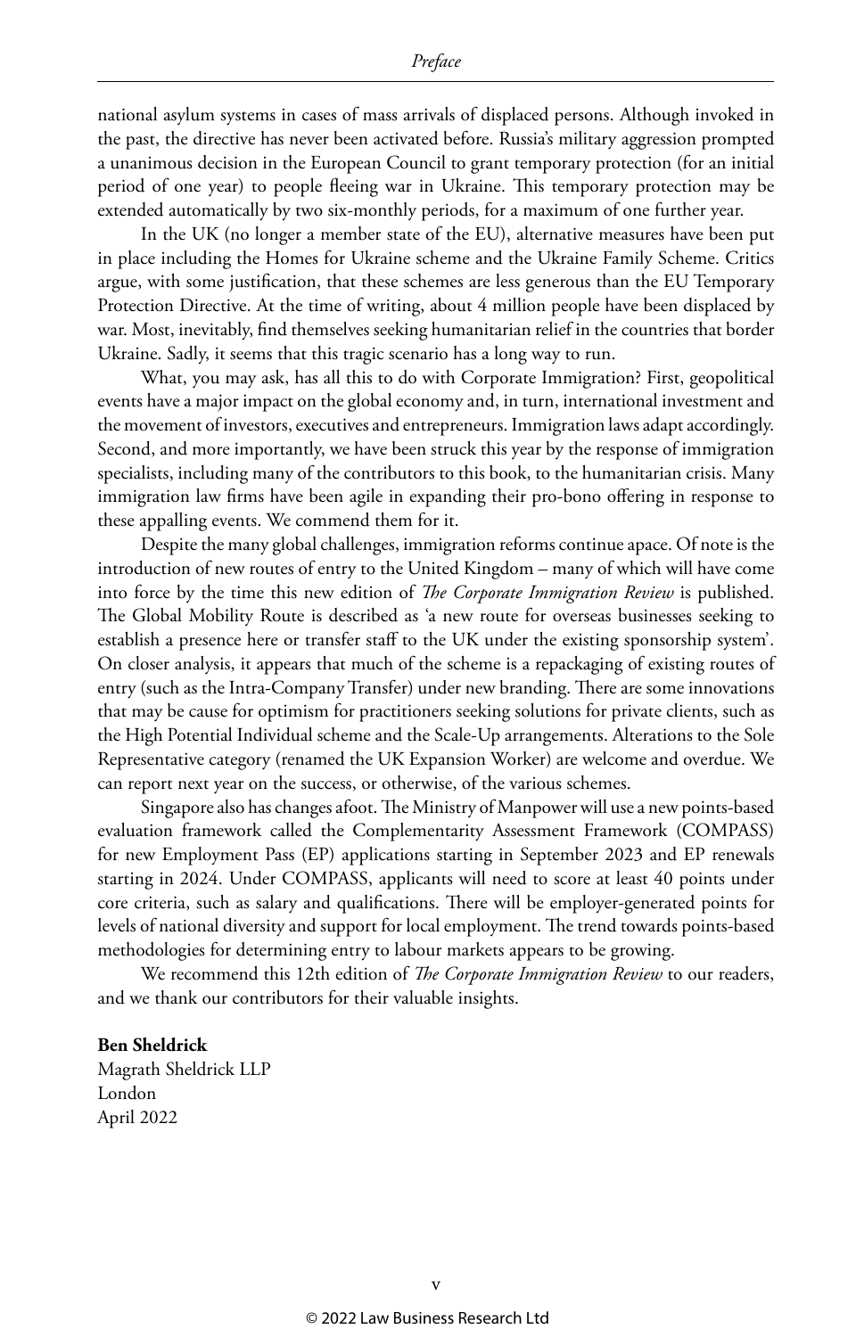national asylum systems in cases of mass arrivals of displaced persons. Although invoked in the past, the directive has never been activated before. Russia's military aggression prompted a unanimous decision in the European Council to grant temporary protection (for an initial period of one year) to people fleeing war in Ukraine. This temporary protection may be extended automatically by two six-monthly periods, for a maximum of one further year.

In the UK (no longer a member state of the EU), alternative measures have been put in place including the Homes for Ukraine scheme and the Ukraine Family Scheme. Critics argue, with some justification, that these schemes are less generous than the EU Temporary Protection Directive. At the time of writing, about 4 million people have been displaced by war. Most, inevitably, find themselves seeking humanitarian relief in the countries that border Ukraine. Sadly, it seems that this tragic scenario has a long way to run.

What, you may ask, has all this to do with Corporate Immigration? First, geopolitical events have a major impact on the global economy and, in turn, international investment and the movement of investors, executives and entrepreneurs. Immigration laws adapt accordingly. Second, and more importantly, we have been struck this year by the response of immigration specialists, including many of the contributors to this book, to the humanitarian crisis. Many immigration law firms have been agile in expanding their pro-bono offering in response to these appalling events. We commend them for it.

Despite the many global challenges, immigration reforms continue apace. Of note is the introduction of new routes of entry to the United Kingdom – many of which will have come into force by the time this new edition of *The Corporate Immigration Review* is published. The Global Mobility Route is described as 'a new route for overseas businesses seeking to establish a presence here or transfer staff to the UK under the existing sponsorship system'. On closer analysis, it appears that much of the scheme is a repackaging of existing routes of entry (such as the Intra-Company Transfer) under new branding. There are some innovations that may be cause for optimism for practitioners seeking solutions for private clients, such as the High Potential Individual scheme and the Scale-Up arrangements. Alterations to the Sole Representative category (renamed the UK Expansion Worker) are welcome and overdue. We can report next year on the success, or otherwise, of the various schemes.

Singapore also has changes afoot. The Ministry of Manpower will use a new points-based evaluation framework called the Complementarity Assessment Framework (COMPASS) for new Employment Pass (EP) applications starting in September 2023 and EP renewals starting in 2024. Under COMPASS, applicants will need to score at least 40 points under core criteria, such as salary and qualifications. There will be employer-generated points for levels of national diversity and support for local employment. The trend towards points-based methodologies for determining entry to labour markets appears to be growing.

We recommend this 12th edition of *The Corporate Immigration Review* to our readers, and we thank our contributors for their valuable insights.

**Ben Sheldrick**
Magrath Sheldrick LLP
London
April 2022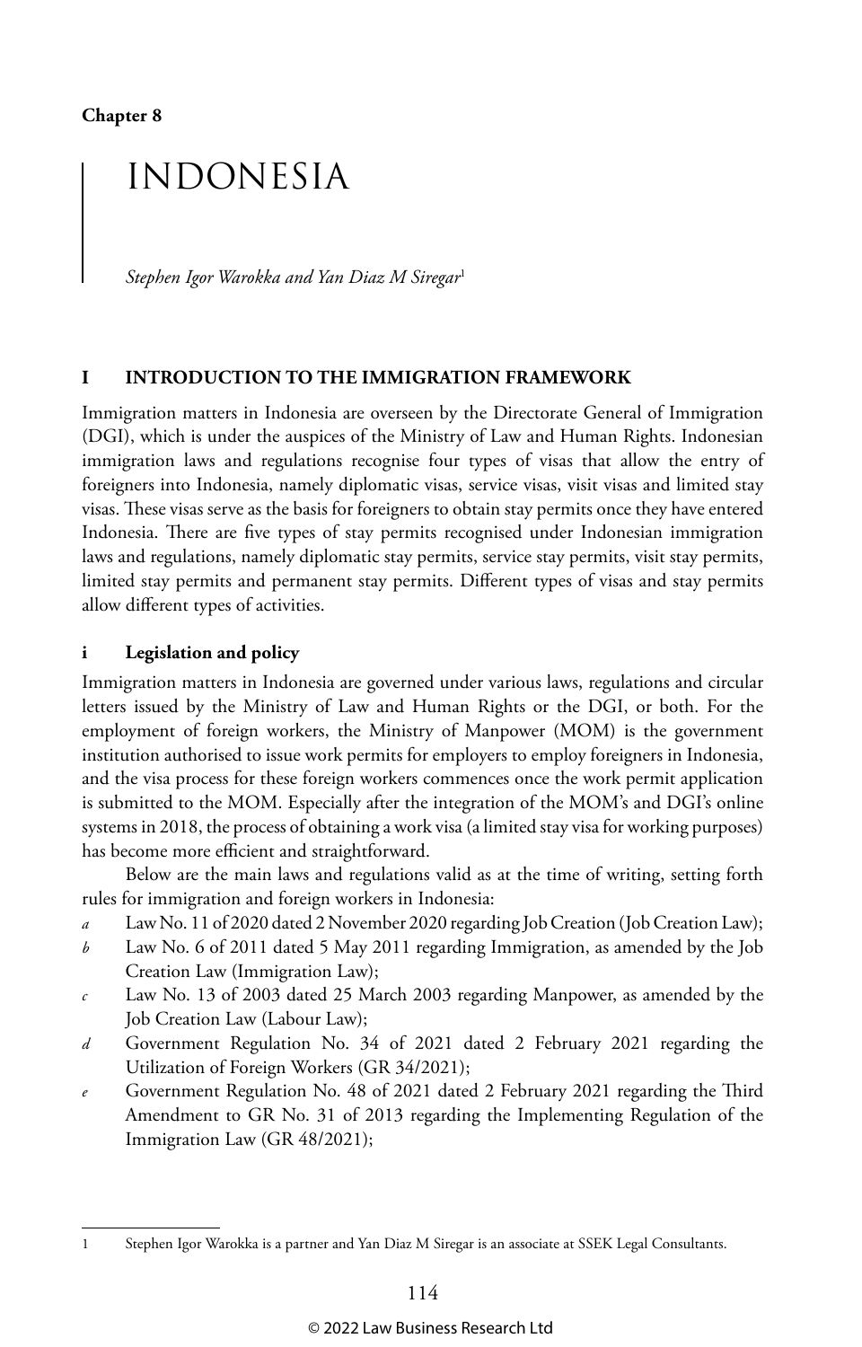**Chapter 8**

# INDONESIA

*Stephen Igor Warokka and Yan Diaz M Siregar*[1]

## I INTRODUCTION TO THE IMMIGRATION FRAMEWORK

Immigration matters in Indonesia are overseen by the Directorate General of Immigration (DGI), which is under the auspices of the Ministry of Law and Human Rights. Indonesian immigration laws and regulations recognise four types of visas that allow the entry of foreigners into Indonesia, namely diplomatic visas, service visas, visit visas and limited stay visas. These visas serve as the basis for foreigners to obtain stay permits once they have entered Indonesia. There are five types of stay permits recognised under Indonesian immigration laws and regulations, namely diplomatic stay permits, service stay permits, visit stay permits, limited stay permits and permanent stay permits. Different types of visas and stay permits allow different types of activities.

### i Legislation and policy

Immigration matters in Indonesia are governed under various laws, regulations and circular letters issued by the Ministry of Law and Human Rights or the DGI, or both. For the employment of foreign workers, the Ministry of Manpower (MOM) is the government institution authorised to issue work permits for employers to employ foreigners in Indonesia, and the visa process for these foreign workers commences once the work permit application is submitted to the MOM. Especially after the integration of the MOM's and DGI's online systems in 2018, the process of obtaining a work visa (a limited stay visa for working purposes) has become more efficient and straightforward.

Below are the main laws and regulations valid as at the time of writing, setting forth rules for immigration and foreign workers in Indonesia:

- *a* Law No. 11 of 2020 dated 2 November 2020 regarding Job Creation (Job Creation Law);
- *b* Law No. 6 of 2011 dated 5 May 2011 regarding Immigration, as amended by the Job Creation Law (Immigration Law);
- *c* Law No. 13 of 2003 dated 25 March 2003 regarding Manpower, as amended by the Job Creation Law (Labour Law);
- *d* Government Regulation No. 34 of 2021 dated 2 February 2021 regarding the Utilization of Foreign Workers (GR 34/2021);
- *e* Government Regulation No. 48 of 2021 dated 2 February 2021 regarding the Third Amendment to GR No. 31 of 2013 regarding the Implementing Regulation of the Immigration Law (GR 48/2021);

---

1 Stephen Igor Warokka is a partner and Yan Diaz M Siregar is an associate at SSEK Legal Consultants.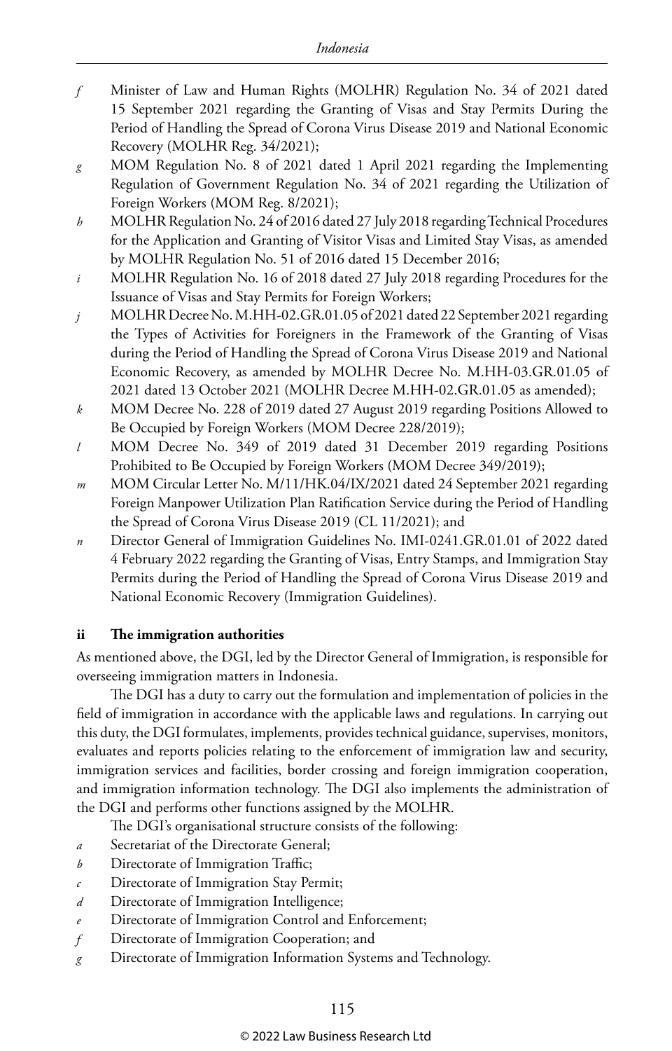*f* Minister of Law and Human Rights (MOLHR) Regulation No. 34 of 2021 dated 15 September 2021 regarding the Granting of Visas and Stay Permits During the Period of Handling the Spread of Corona Virus Disease 2019 and National Economic Recovery (MOLHR Reg. 34/2021);

*g* MOM Regulation No. 8 of 2021 dated 1 April 2021 regarding the Implementing Regulation of Government Regulation No. 34 of 2021 regarding the Utilization of Foreign Workers (MOM Reg. 8/2021);

*h* MOLHR Regulation No. 24 of 2016 dated 27 July 2018 regarding Technical Procedures for the Application and Granting of Visitor Visas and Limited Stay Visas, as amended by MOLHR Regulation No. 51 of 2016 dated 15 December 2016;

*i* MOLHR Regulation No. 16 of 2018 dated 27 July 2018 regarding Procedures for the Issuance of Visas and Stay Permits for Foreign Workers;

*j* MOLHR Decree No. M.HH-02.GR.01.05 of 2021 dated 22 September 2021 regarding the Types of Activities for Foreigners in the Framework of the Granting of Visas during the Period of Handling the Spread of Corona Virus Disease 2019 and National Economic Recovery, as amended by MOLHR Decree No. M.HH-03.GR.01.05 of 2021 dated 13 October 2021 (MOLHR Decree M.HH-02.GR.01.05 as amended);

*k* MOM Decree No. 228 of 2019 dated 27 August 2019 regarding Positions Allowed to Be Occupied by Foreign Workers (MOM Decree 228/2019);

*l* MOM Decree No. 349 of 2019 dated 31 December 2019 regarding Positions Prohibited to Be Occupied by Foreign Workers (MOM Decree 349/2019);

*m* MOM Circular Letter No. M/11/HK.04/IX/2021 dated 24 September 2021 regarding Foreign Manpower Utilization Plan Ratification Service during the Period of Handling the Spread of Corona Virus Disease 2019 (CL 11/2021); and

*n* Director General of Immigration Guidelines No. IMI-0241.GR.01.01 of 2022 dated 4 February 2022 regarding the Granting of Visas, Entry Stamps, and Immigration Stay Permits during the Period of Handling the Spread of Corona Virus Disease 2019 and National Economic Recovery (Immigration Guidelines).

### ii The immigration authorities

As mentioned above, the DGI, led by the Director General of Immigration, is responsible for overseeing immigration matters in Indonesia.

The DGI has a duty to carry out the formulation and implementation of policies in the field of immigration in accordance with the applicable laws and regulations. In carrying out this duty, the DGI formulates, implements, provides technical guidance, supervises, monitors, evaluates and reports policies relating to the enforcement of immigration law and security, immigration services and facilities, border crossing and foreign immigration cooperation, and immigration information technology. The DGI also implements the administration of the DGI and performs other functions assigned by the MOLHR.

The DGI's organisational structure consists of the following:

*a* Secretariat of the Directorate General;

*b* Directorate of Immigration Traffic;

*c* Directorate of Immigration Stay Permit;

*d* Directorate of Immigration Intelligence;

*e* Directorate of Immigration Control and Enforcement;

*f* Directorate of Immigration Cooperation; and

*g* Directorate of Immigration Information Systems and Technology.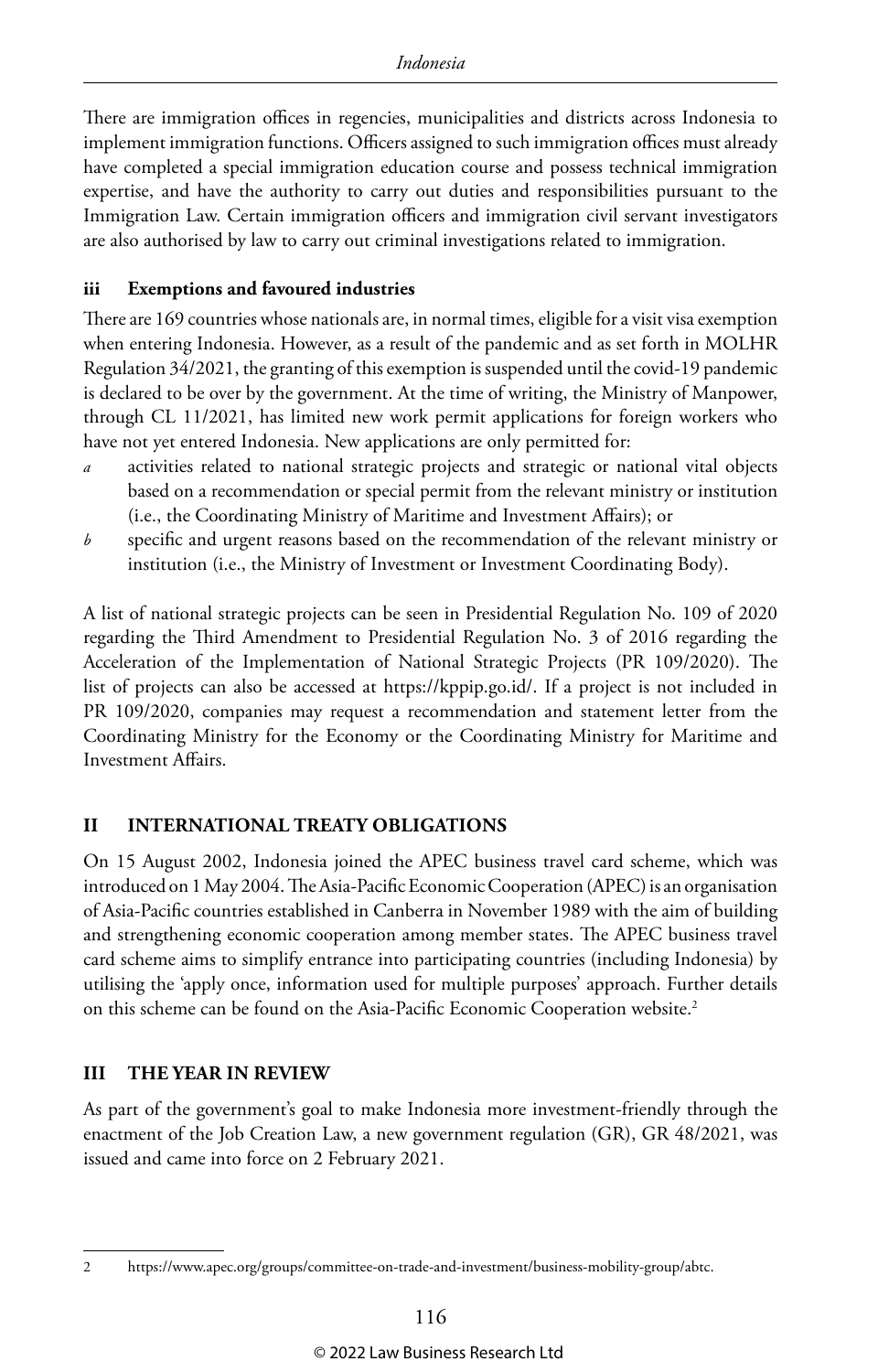There are immigration offices in regencies, municipalities and districts across Indonesia to implement immigration functions. Officers assigned to such immigration offices must already have completed a special immigration education course and possess technical immigration expertise, and have the authority to carry out duties and responsibilities pursuant to the Immigration Law. Certain immigration officers and immigration civil servant investigators are also authorised by law to carry out criminal investigations related to immigration.

### iii Exemptions and favoured industries

There are 169 countries whose nationals are, in normal times, eligible for a visit visa exemption when entering Indonesia. However, as a result of the pandemic and as set forth in MOLHR Regulation 34/2021, the granting of this exemption is suspended until the covid-19 pandemic is declared to be over by the government. At the time of writing, the Ministry of Manpower, through CL 11/2021, has limited new work permit applications for foreign workers who have not yet entered Indonesia. New applications are only permitted for:

*a* activities related to national strategic projects and strategic or national vital objects based on a recommendation or special permit from the relevant ministry or institution (i.e., the Coordinating Ministry of Maritime and Investment Affairs); or

*b* specific and urgent reasons based on the recommendation of the relevant ministry or institution (i.e., the Ministry of Investment or Investment Coordinating Body).

A list of national strategic projects can be seen in Presidential Regulation No. 109 of 2020 regarding the Third Amendment to Presidential Regulation No. 3 of 2016 regarding the Acceleration of the Implementation of National Strategic Projects (PR 109/2020). The list of projects can also be accessed at https://kppip.go.id/. If a project is not included in PR 109/2020, companies may request a recommendation and statement letter from the Coordinating Ministry for the Economy or the Coordinating Ministry for Maritime and Investment Affairs.

## II INTERNATIONAL TREATY OBLIGATIONS

On 15 August 2002, Indonesia joined the APEC business travel card scheme, which was introduced on 1 May 2004. The Asia-Pacific Economic Cooperation (APEC) is an organisation of Asia-Pacific countries established in Canberra in November 1989 with the aim of building and strengthening economic cooperation among member states. The APEC business travel card scheme aims to simplify entrance into participating countries (including Indonesia) by utilising the 'apply once, information used for multiple purposes' approach. Further details on this scheme can be found on the Asia-Pacific Economic Cooperation website.[2]

## III THE YEAR IN REVIEW

As part of the government's goal to make Indonesia more investment-friendly through the enactment of the Job Creation Law, a new government regulation (GR), GR 48/2021, was issued and came into force on 2 February 2021.

---

2 https://www.apec.org/groups/committee-on-trade-and-investment/business-mobility-group/abtc.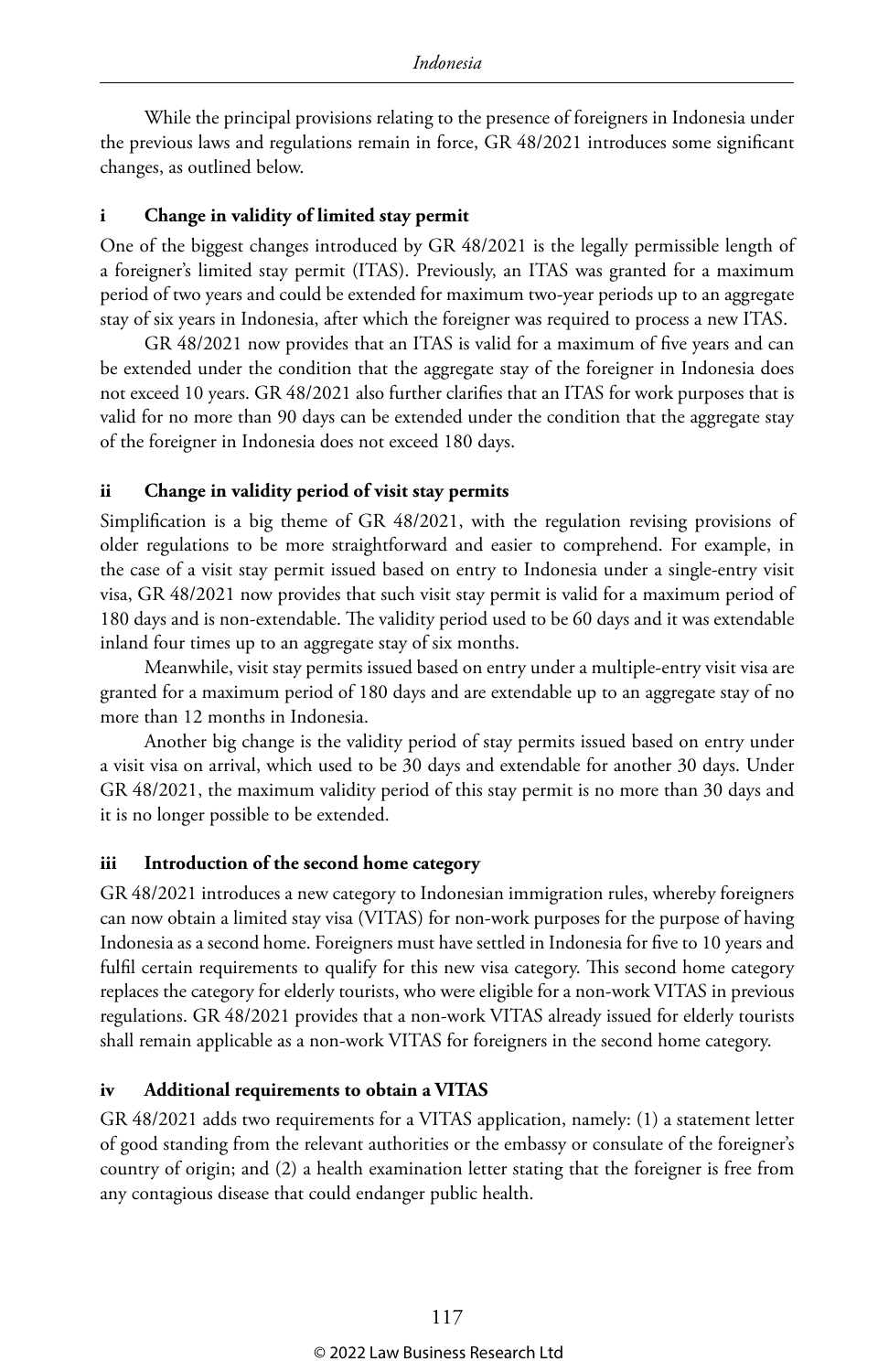While the principal provisions relating to the presence of foreigners in Indonesia under the previous laws and regulations remain in force, GR 48/2021 introduces some significant changes, as outlined below.

### i Change in validity of limited stay permit

One of the biggest changes introduced by GR 48/2021 is the legally permissible length of a foreigner's limited stay permit (ITAS). Previously, an ITAS was granted for a maximum period of two years and could be extended for maximum two-year periods up to an aggregate stay of six years in Indonesia, after which the foreigner was required to process a new ITAS.

GR 48/2021 now provides that an ITAS is valid for a maximum of five years and can be extended under the condition that the aggregate stay of the foreigner in Indonesia does not exceed 10 years. GR 48/2021 also further clarifies that an ITAS for work purposes that is valid for no more than 90 days can be extended under the condition that the aggregate stay of the foreigner in Indonesia does not exceed 180 days.

### ii Change in validity period of visit stay permits

Simplification is a big theme of GR 48/2021, with the regulation revising provisions of older regulations to be more straightforward and easier to comprehend. For example, in the case of a visit stay permit issued based on entry to Indonesia under a single-entry visit visa, GR 48/2021 now provides that such visit stay permit is valid for a maximum period of 180 days and is non-extendable. The validity period used to be 60 days and it was extendable inland four times up to an aggregate stay of six months.

Meanwhile, visit stay permits issued based on entry under a multiple-entry visit visa are granted for a maximum period of 180 days and are extendable up to an aggregate stay of no more than 12 months in Indonesia.

Another big change is the validity period of stay permits issued based on entry under a visit visa on arrival, which used to be 30 days and extendable for another 30 days. Under GR 48/2021, the maximum validity period of this stay permit is no more than 30 days and it is no longer possible to be extended.

### iii Introduction of the second home category

GR 48/2021 introduces a new category to Indonesian immigration rules, whereby foreigners can now obtain a limited stay visa (VITAS) for non-work purposes for the purpose of having Indonesia as a second home. Foreigners must have settled in Indonesia for five to 10 years and fulfil certain requirements to qualify for this new visa category. This second home category replaces the category for elderly tourists, who were eligible for a non-work VITAS in previous regulations. GR 48/2021 provides that a non-work VITAS already issued for elderly tourists shall remain applicable as a non-work VITAS for foreigners in the second home category.

### iv Additional requirements to obtain a VITAS

GR 48/2021 adds two requirements for a VITAS application, namely: (1) a statement letter of good standing from the relevant authorities or the embassy or consulate of the foreigner's country of origin; and (2) a health examination letter stating that the foreigner is free from any contagious disease that could endanger public health.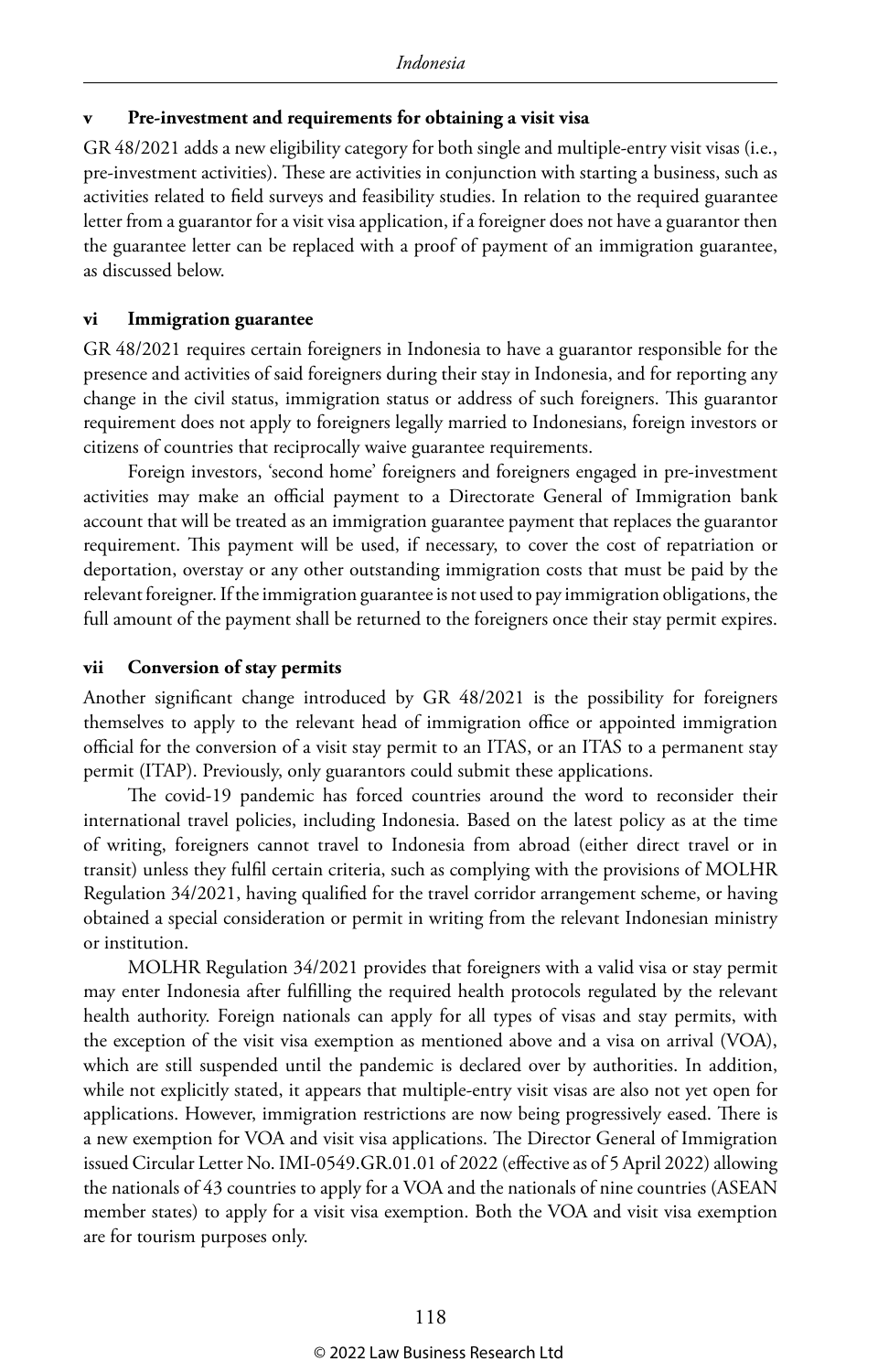### v Pre-investment and requirements for obtaining a visit visa

GR 48/2021 adds a new eligibility category for both single and multiple-entry visit visas (i.e., pre-investment activities). These are activities in conjunction with starting a business, such as activities related to field surveys and feasibility studies. In relation to the required guarantee letter from a guarantor for a visit visa application, if a foreigner does not have a guarantor then the guarantee letter can be replaced with a proof of payment of an immigration guarantee, as discussed below.

### vi Immigration guarantee

GR 48/2021 requires certain foreigners in Indonesia to have a guarantor responsible for the presence and activities of said foreigners during their stay in Indonesia, and for reporting any change in the civil status, immigration status or address of such foreigners. This guarantor requirement does not apply to foreigners legally married to Indonesians, foreign investors or citizens of countries that reciprocally waive guarantee requirements.

Foreign investors, 'second home' foreigners and foreigners engaged in pre-investment activities may make an official payment to a Directorate General of Immigration bank account that will be treated as an immigration guarantee payment that replaces the guarantor requirement. This payment will be used, if necessary, to cover the cost of repatriation or deportation, overstay or any other outstanding immigration costs that must be paid by the relevant foreigner. If the immigration guarantee is not used to pay immigration obligations, the full amount of the payment shall be returned to the foreigners once their stay permit expires.

### vii Conversion of stay permits

Another significant change introduced by GR 48/2021 is the possibility for foreigners themselves to apply to the relevant head of immigration office or appointed immigration official for the conversion of a visit stay permit to an ITAS, or an ITAS to a permanent stay permit (ITAP). Previously, only guarantors could submit these applications.

The covid-19 pandemic has forced countries around the word to reconsider their international travel policies, including Indonesia. Based on the latest policy as at the time of writing, foreigners cannot travel to Indonesia from abroad (either direct travel or in transit) unless they fulfil certain criteria, such as complying with the provisions of MOLHR Regulation 34/2021, having qualified for the travel corridor arrangement scheme, or having obtained a special consideration or permit in writing from the relevant Indonesian ministry or institution.

MOLHR Regulation 34/2021 provides that foreigners with a valid visa or stay permit may enter Indonesia after fulfilling the required health protocols regulated by the relevant health authority. Foreign nationals can apply for all types of visas and stay permits, with the exception of the visit visa exemption as mentioned above and a visa on arrival (VOA), which are still suspended until the pandemic is declared over by authorities. In addition, while not explicitly stated, it appears that multiple-entry visit visas are also not yet open for applications. However, immigration restrictions are now being progressively eased. There is a new exemption for VOA and visit visa applications. The Director General of Immigration issued Circular Letter No. IMI-0549.GR.01.01 of 2022 (effective as of 5 April 2022) allowing the nationals of 43 countries to apply for a VOA and the nationals of nine countries (ASEAN member states) to apply for a visit visa exemption. Both the VOA and visit visa exemption are for tourism purposes only.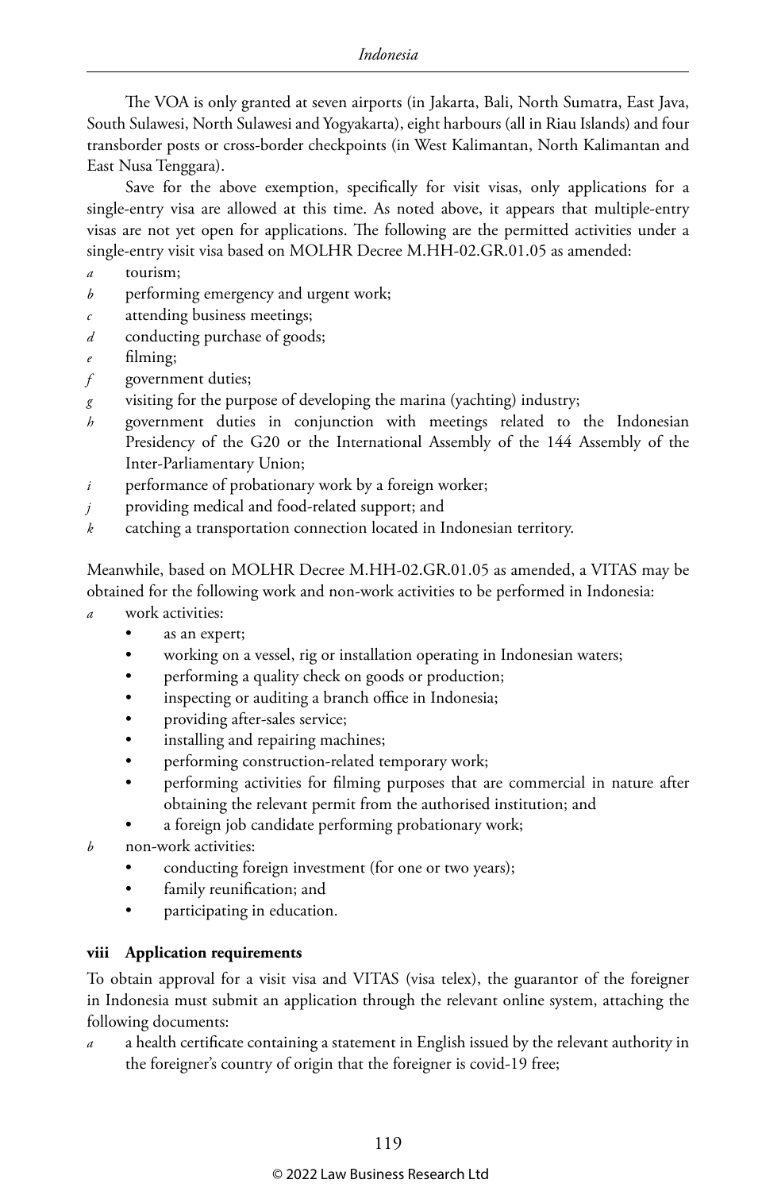The VOA is only granted at seven airports (in Jakarta, Bali, North Sumatra, East Java, South Sulawesi, North Sulawesi and Yogyakarta), eight harbours (all in Riau Islands) and four transborder posts or cross-border checkpoints (in West Kalimantan, North Kalimantan and East Nusa Tenggara).

Save for the above exemption, specifically for visit visas, only applications for a single-entry visa are allowed at this time. As noted above, it appears that multiple-entry visas are not yet open for applications. The following are the permitted activities under a single-entry visit visa based on MOLHR Decree M.HH-02.GR.01.05 as amended:

*a* tourism;
*b* performing emergency and urgent work;
*c* attending business meetings;
*d* conducting purchase of goods;
*e* filming;
*f* government duties;
*g* visiting for the purpose of developing the marina (yachting) industry;
*h* government duties in conjunction with meetings related to the Indonesian Presidency of the G20 or the International Assembly of the 144 Assembly of the Inter-Parliamentary Union;
*i* performance of probationary work by a foreign worker;
*j* providing medical and food-related support; and
*k* catching a transportation connection located in Indonesian territory.

Meanwhile, based on MOLHR Decree M.HH-02.GR.01.05 as amended, a VITAS may be obtained for the following work and non-work activities to be performed in Indonesia:

*a* work activities:
- as an expert;
- working on a vessel, rig or installation operating in Indonesian waters;
- performing a quality check on goods or production;
- inspecting or auditing a branch office in Indonesia;
- providing after-sales service;
- installing and repairing machines;
- performing construction-related temporary work;
- performing activities for filming purposes that are commercial in nature after obtaining the relevant permit from the authorised institution; and
- a foreign job candidate performing probationary work;

*b* non-work activities:
- conducting foreign investment (for one or two years);
- family reunification; and
- participating in education.

**viii Application requirements**

To obtain approval for a visit visa and VITAS (visa telex), the guarantor of the foreigner in Indonesia must submit an application through the relevant online system, attaching the following documents:

*a* a health certificate containing a statement in English issued by the relevant authority in the foreigner's country of origin that the foreigner is covid-19 free;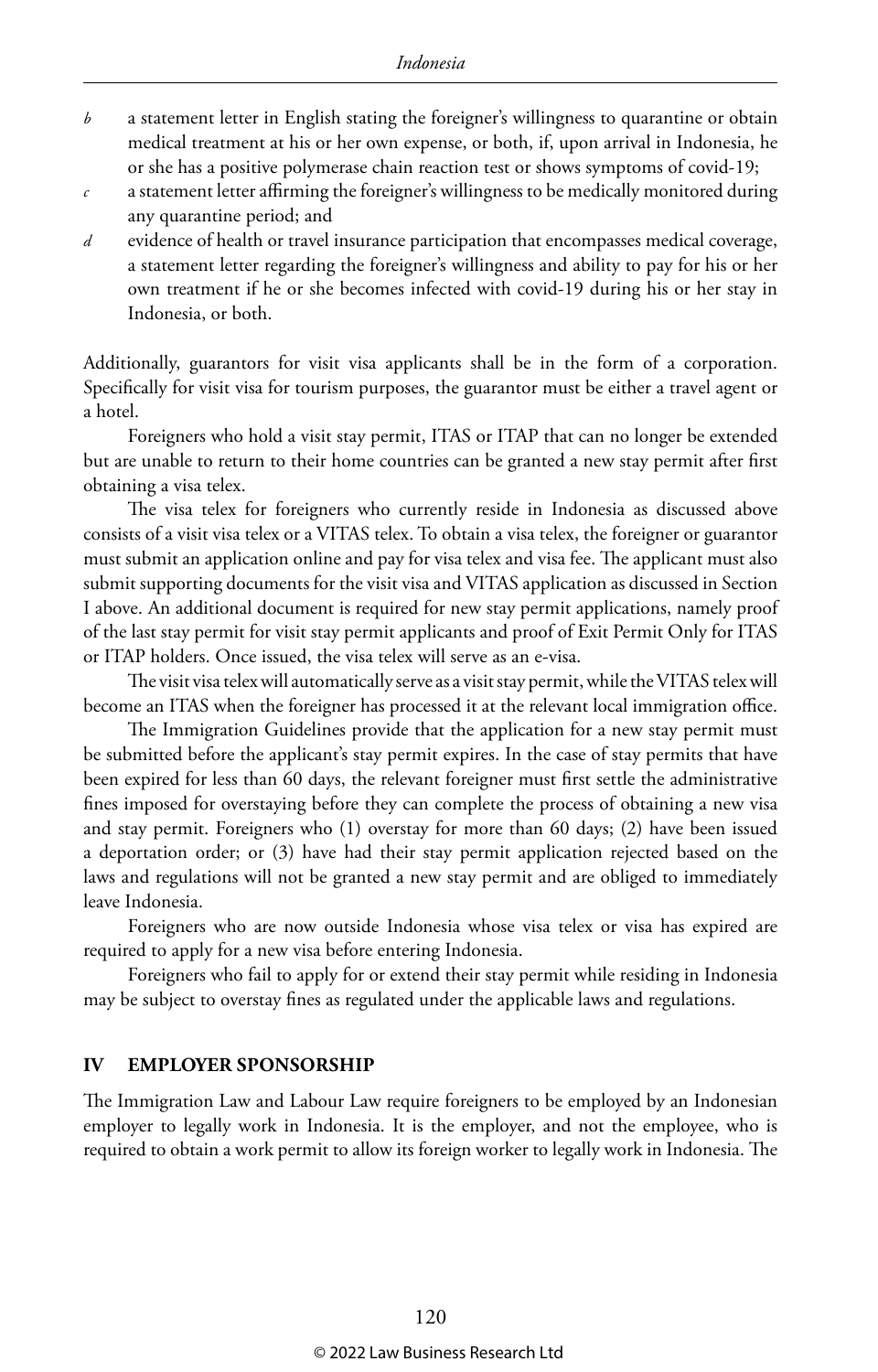*b* a statement letter in English stating the foreigner's willingness to quarantine or obtain medical treatment at his or her own expense, or both, if, upon arrival in Indonesia, he or she has a positive polymerase chain reaction test or shows symptoms of covid-19;

*c* a statement letter affirming the foreigner's willingness to be medically monitored during any quarantine period; and

*d* evidence of health or travel insurance participation that encompasses medical coverage, a statement letter regarding the foreigner's willingness and ability to pay for his or her own treatment if he or she becomes infected with covid-19 during his or her stay in Indonesia, or both.

Additionally, guarantors for visit visa applicants shall be in the form of a corporation. Specifically for visit visa for tourism purposes, the guarantor must be either a travel agent or a hotel.

Foreigners who hold a visit stay permit, ITAS or ITAP that can no longer be extended but are unable to return to their home countries can be granted a new stay permit after first obtaining a visa telex.

The visa telex for foreigners who currently reside in Indonesia as discussed above consists of a visit visa telex or a VITAS telex. To obtain a visa telex, the foreigner or guarantor must submit an application online and pay for visa telex and visa fee. The applicant must also submit supporting documents for the visit visa and VITAS application as discussed in Section I above. An additional document is required for new stay permit applications, namely proof of the last stay permit for visit stay permit applicants and proof of Exit Permit Only for ITAS or ITAP holders. Once issued, the visa telex will serve as an e-visa.

The visit visa telex will automatically serve as a visit stay permit, while the VITAS telex will become an ITAS when the foreigner has processed it at the relevant local immigration office.

The Immigration Guidelines provide that the application for a new stay permit must be submitted before the applicant's stay permit expires. In the case of stay permits that have been expired for less than 60 days, the relevant foreigner must first settle the administrative fines imposed for overstaying before they can complete the process of obtaining a new visa and stay permit. Foreigners who (1) overstay for more than 60 days; (2) have been issued a deportation order; or (3) have had their stay permit application rejected based on the laws and regulations will not be granted a new stay permit and are obliged to immediately leave Indonesia.

Foreigners who are now outside Indonesia whose visa telex or visa has expired are required to apply for a new visa before entering Indonesia.

Foreigners who fail to apply for or extend their stay permit while residing in Indonesia may be subject to overstay fines as regulated under the applicable laws and regulations.

## IV EMPLOYER SPONSORSHIP

The Immigration Law and Labour Law require foreigners to be employed by an Indonesian employer to legally work in Indonesia. It is the employer, and not the employee, who is required to obtain a work permit to allow its foreign worker to legally work in Indonesia. The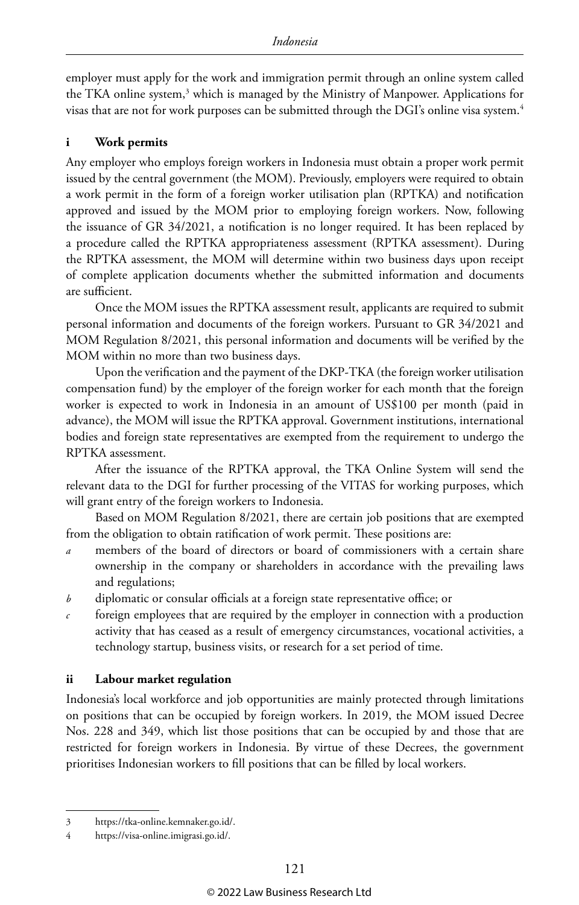employer must apply for the work and immigration permit through an online system called the TKA online system,[3] which is managed by the Ministry of Manpower. Applications for visas that are not for work purposes can be submitted through the DGI's online visa system.[4]

### i Work permits

Any employer who employs foreign workers in Indonesia must obtain a proper work permit issued by the central government (the MOM). Previously, employers were required to obtain a work permit in the form of a foreign worker utilisation plan (RPTKA) and notification approved and issued by the MOM prior to employing foreign workers. Now, following the issuance of GR 34/2021, a notification is no longer required. It has been replaced by a procedure called the RPTKA appropriateness assessment (RPTKA assessment). During the RPTKA assessment, the MOM will determine within two business days upon receipt of complete application documents whether the submitted information and documents are sufficient.

Once the MOM issues the RPTKA assessment result, applicants are required to submit personal information and documents of the foreign workers. Pursuant to GR 34/2021 and MOM Regulation 8/2021, this personal information and documents will be verified by the MOM within no more than two business days.

Upon the verification and the payment of the DKP-TKA (the foreign worker utilisation compensation fund) by the employer of the foreign worker for each month that the foreign worker is expected to work in Indonesia in an amount of US$100 per month (paid in advance), the MOM will issue the RPTKA approval. Government institutions, international bodies and foreign state representatives are exempted from the requirement to undergo the RPTKA assessment.

After the issuance of the RPTKA approval, the TKA Online System will send the relevant data to the DGI for further processing of the VITAS for working purposes, which will grant entry of the foreign workers to Indonesia.

Based on MOM Regulation 8/2021, there are certain job positions that are exempted from the obligation to obtain ratification of work permit. These positions are:

*a* members of the board of directors or board of commissioners with a certain share ownership in the company or shareholders in accordance with the prevailing laws and regulations;

*b* diplomatic or consular officials at a foreign state representative office; or

*c* foreign employees that are required by the employer in connection with a production activity that has ceased as a result of emergency circumstances, vocational activities, a technology startup, business visits, or research for a set period of time.

### ii Labour market regulation

Indonesia's local workforce and job opportunities are mainly protected through limitations on positions that can be occupied by foreign workers. In 2019, the MOM issued Decree Nos. 228 and 349, which list those positions that can be occupied by and those that are restricted for foreign workers in Indonesia. By virtue of these Decrees, the government prioritises Indonesian workers to fill positions that can be filled by local workers.

---

3 https://tka-online.kemnaker.go.id/.

4 https://visa-online.imigrasi.go.id/.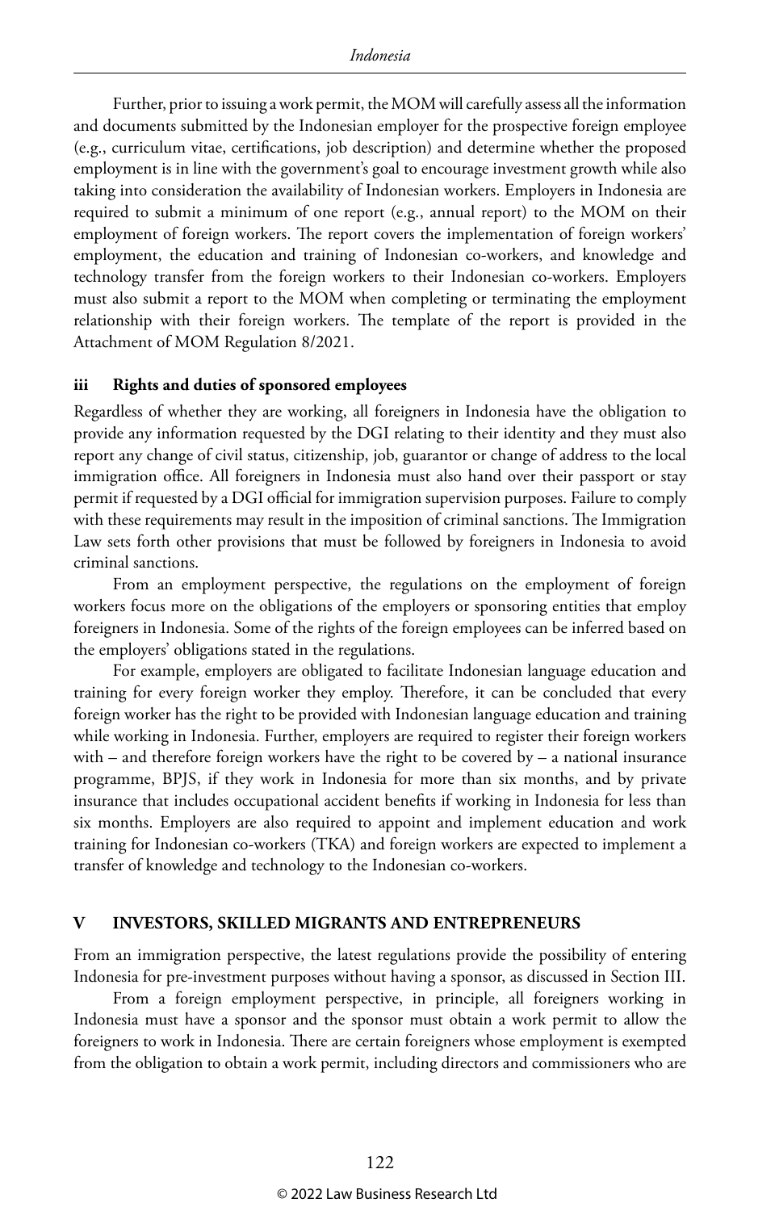Further, prior to issuing a work permit, the MOM will carefully assess all the information and documents submitted by the Indonesian employer for the prospective foreign employee (e.g., curriculum vitae, certifications, job description) and determine whether the proposed employment is in line with the government's goal to encourage investment growth while also taking into consideration the availability of Indonesian workers. Employers in Indonesia are required to submit a minimum of one report (e.g., annual report) to the MOM on their employment of foreign workers. The report covers the implementation of foreign workers' employment, the education and training of Indonesian co-workers, and knowledge and technology transfer from the foreign workers to their Indonesian co-workers. Employers must also submit a report to the MOM when completing or terminating the employment relationship with their foreign workers. The template of the report is provided in the Attachment of MOM Regulation 8/2021.

### iii Rights and duties of sponsored employees

Regardless of whether they are working, all foreigners in Indonesia have the obligation to provide any information requested by the DGI relating to their identity and they must also report any change of civil status, citizenship, job, guarantor or change of address to the local immigration office. All foreigners in Indonesia must also hand over their passport or stay permit if requested by a DGI official for immigration supervision purposes. Failure to comply with these requirements may result in the imposition of criminal sanctions. The Immigration Law sets forth other provisions that must be followed by foreigners in Indonesia to avoid criminal sanctions.

From an employment perspective, the regulations on the employment of foreign workers focus more on the obligations of the employers or sponsoring entities that employ foreigners in Indonesia. Some of the rights of the foreign employees can be inferred based on the employers' obligations stated in the regulations.

For example, employers are obligated to facilitate Indonesian language education and training for every foreign worker they employ. Therefore, it can be concluded that every foreign worker has the right to be provided with Indonesian language education and training while working in Indonesia. Further, employers are required to register their foreign workers with – and therefore foreign workers have the right to be covered by – a national insurance programme, BPJS, if they work in Indonesia for more than six months, and by private insurance that includes occupational accident benefits if working in Indonesia for less than six months. Employers are also required to appoint and implement education and work training for Indonesian co-workers (TKA) and foreign workers are expected to implement a transfer of knowledge and technology to the Indonesian co-workers.

## V INVESTORS, SKILLED MIGRANTS AND ENTREPRENEURS

From an immigration perspective, the latest regulations provide the possibility of entering Indonesia for pre-investment purposes without having a sponsor, as discussed in Section III.

From a foreign employment perspective, in principle, all foreigners working in Indonesia must have a sponsor and the sponsor must obtain a work permit to allow the foreigners to work in Indonesia. There are certain foreigners whose employment is exempted from the obligation to obtain a work permit, including directors and commissioners who are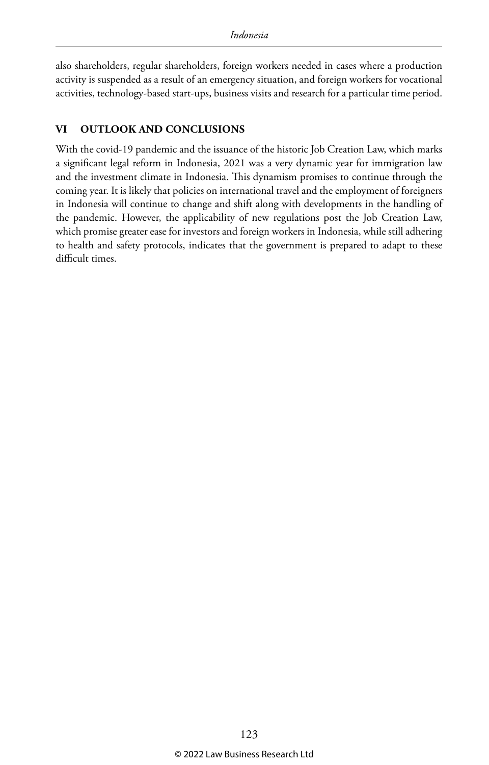also shareholders, regular shareholders, foreign workers needed in cases where a production activity is suspended as a result of an emergency situation, and foreign workers for vocational activities, technology-based start-ups, business visits and research for a particular time period.

## VI OUTLOOK AND CONCLUSIONS

With the covid-19 pandemic and the issuance of the historic Job Creation Law, which marks a significant legal reform in Indonesia, 2021 was a very dynamic year for immigration law and the investment climate in Indonesia. This dynamism promises to continue through the coming year. It is likely that policies on international travel and the employment of foreigners in Indonesia will continue to change and shift along with developments in the handling of the pandemic. However, the applicability of new regulations post the Job Creation Law, which promise greater ease for investors and foreign workers in Indonesia, while still adhering to health and safety protocols, indicates that the government is prepared to adapt to these difficult times.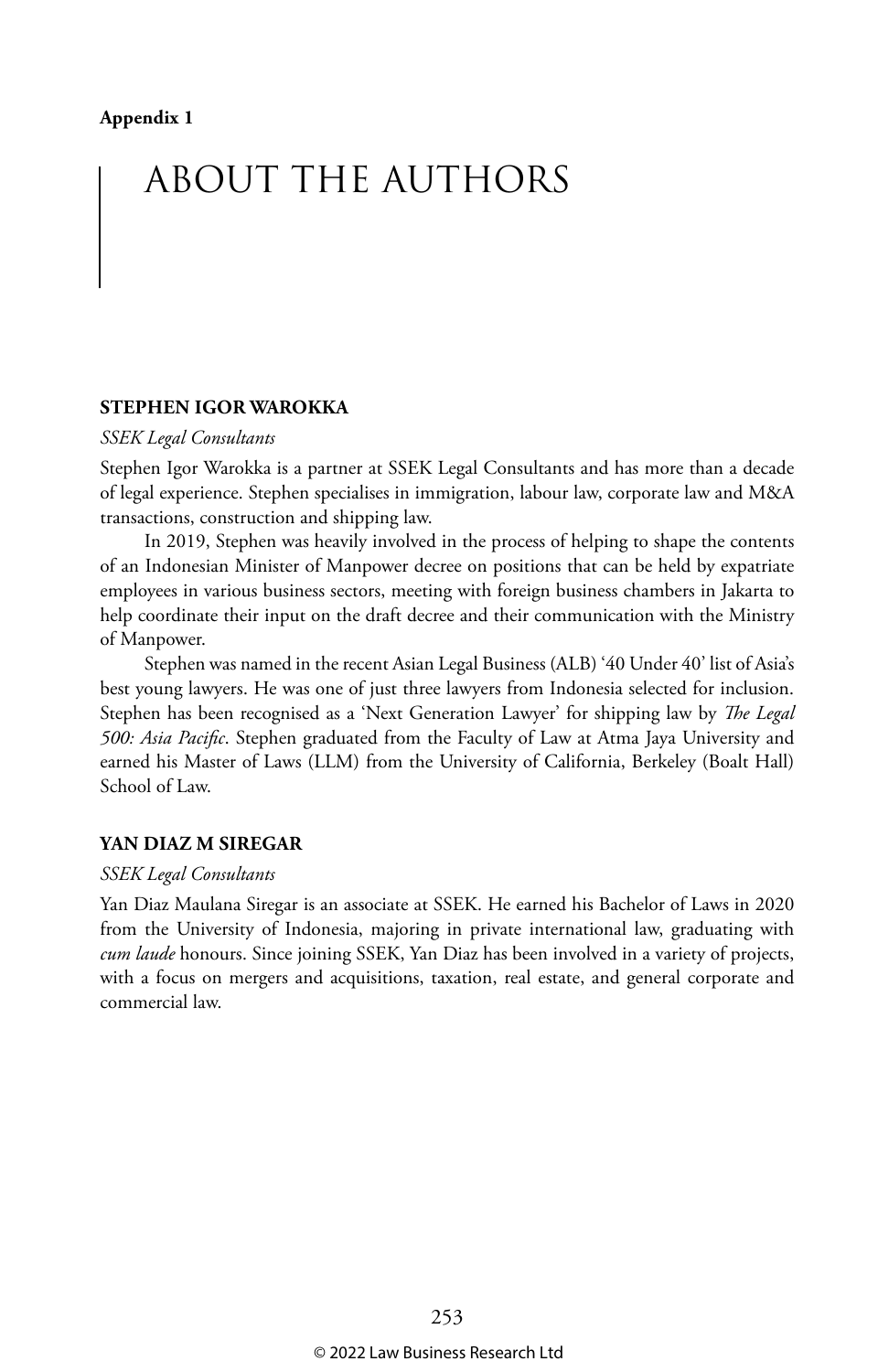**Appendix 1**

# ABOUT THE AUTHORS

### STEPHEN IGOR WAROKKA

*SSEK Legal Consultants*

Stephen Igor Warokka is a partner at SSEK Legal Consultants and has more than a decade of legal experience. Stephen specialises in immigration, labour law, corporate law and M&A transactions, construction and shipping law.

In 2019, Stephen was heavily involved in the process of helping to shape the contents of an Indonesian Minister of Manpower decree on positions that can be held by expatriate employees in various business sectors, meeting with foreign business chambers in Jakarta to help coordinate their input on the draft decree and their communication with the Ministry of Manpower.

Stephen was named in the recent Asian Legal Business (ALB) '40 Under 40' list of Asia's best young lawyers. He was one of just three lawyers from Indonesia selected for inclusion. Stephen has been recognised as a 'Next Generation Lawyer' for shipping law by *The Legal 500: Asia Pacific*. Stephen graduated from the Faculty of Law at Atma Jaya University and earned his Master of Laws (LLM) from the University of California, Berkeley (Boalt Hall) School of Law.

### YAN DIAZ M SIREGAR

*SSEK Legal Consultants*

Yan Diaz Maulana Siregar is an associate at SSEK. He earned his Bachelor of Laws in 2020 from the University of Indonesia, majoring in private international law, graduating with *cum laude* honours. Since joining SSEK, Yan Diaz has been involved in a variety of projects, with a focus on mergers and acquisitions, taxation, real estate, and general corporate and commercial law.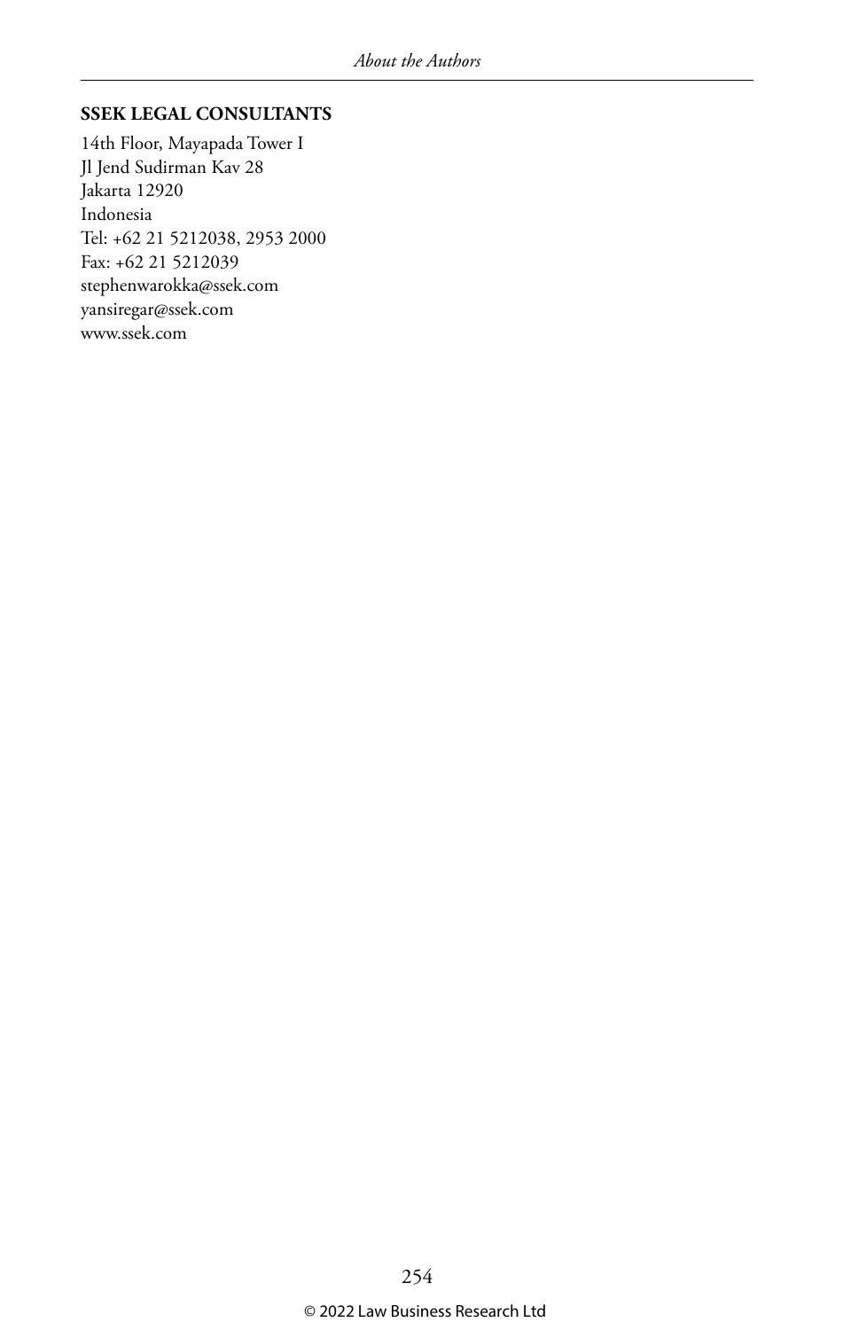**SSEK LEGAL CONSULTANTS**

14th Floor, Mayapada Tower I
Jl Jend Sudirman Kav 28
Jakarta 12920
Indonesia
Tel: +62 21 5212038, 2953 2000
Fax: +62 21 5212039
stephenwarokka@ssek.com
yansiregar@ssek.com
www.ssek.com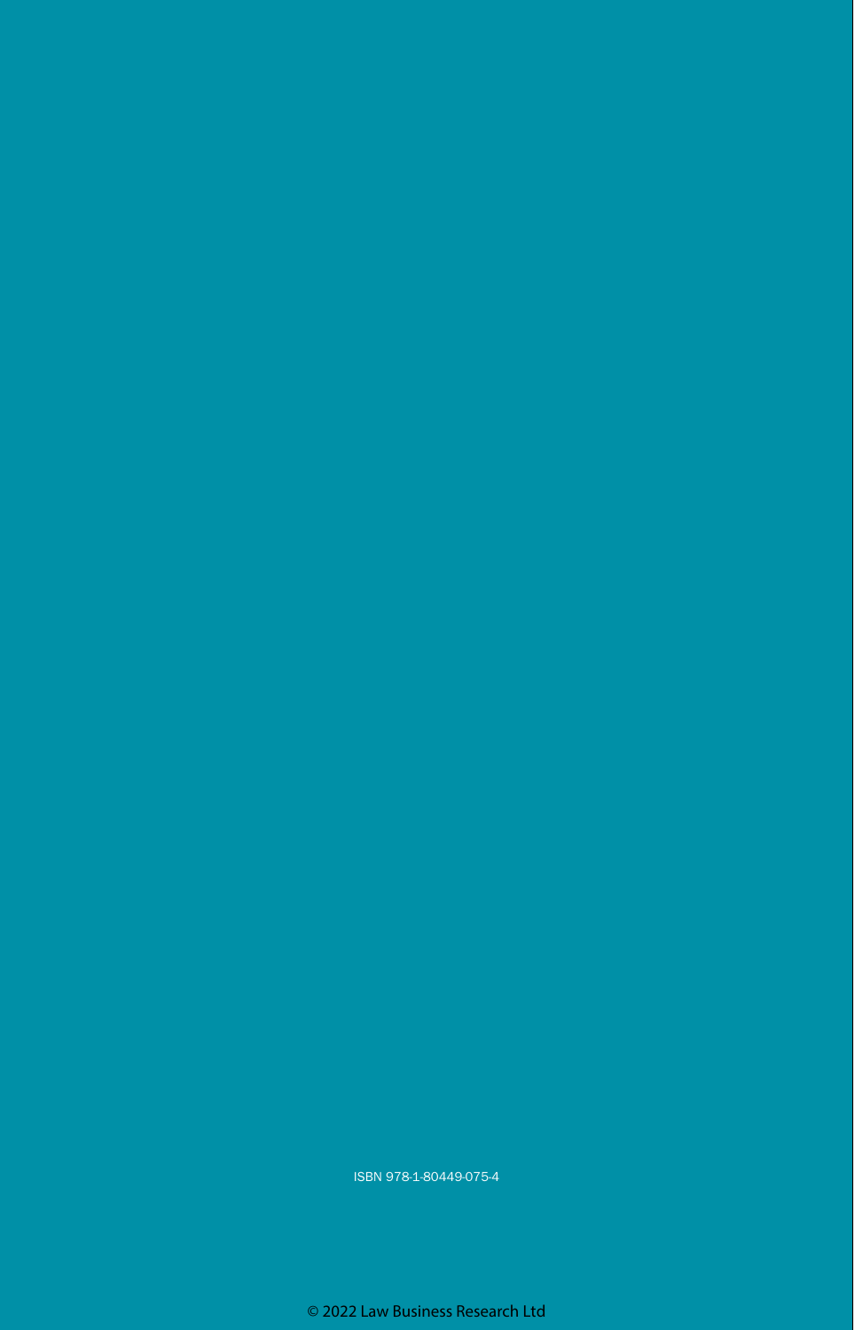ISBN 978-1-80449-075-4

© 2022 Law Business Research Ltd